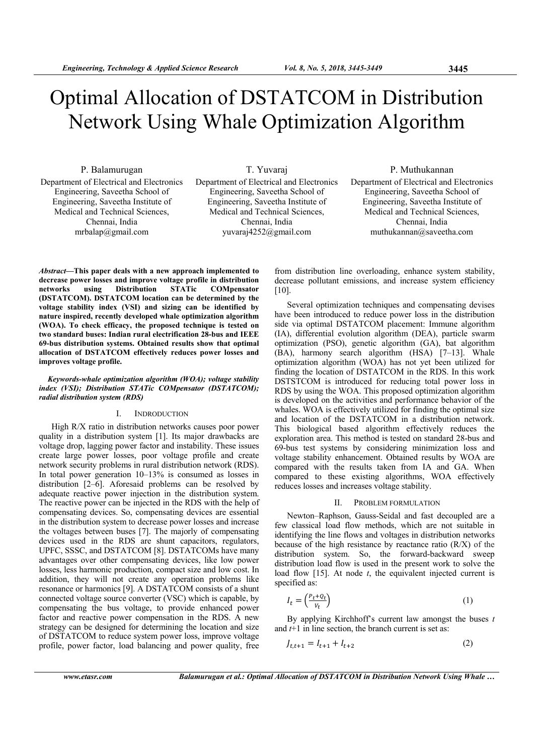# Optimal Allocation of DSTATCOM in Distribution Network Using Whale Optimization Algorithm

P. Balamurugan
Department of Electrical and Electronics Engineering, Saveetha School of Engineering, Saveetha Institute of Medical and Technical Sciences, Chennai, India
mrbalap@gmail.com

T. Yuvaraj
Department of Electrical and Electronics Engineering, Saveetha School of Engineering, Saveetha Institute of Medical and Technical Sciences, Chennai, India
yuvaraj4252@gmail.com

P. Muthukannan
Department of Electrical and Electronics Engineering, Saveetha School of Engineering, Saveetha Institute of Medical and Technical Sciences, Chennai, India
muthukannan@saveetha.com

***Abstract*—This paper deals with a new approach implemented to decrease power losses and improve voltage profile in distribution networks using Distribution STATic COMpensator (DSTATCOM). DSTATCOM location can be determined by the voltage stability index (VSI) and sizing can be identified by nature inspired, recently developed whale optimization algorithm (WOA). To check efficacy, the proposed technique is tested on two standard buses: Indian rural electrification 28-bus and IEEE 69-bus distribution systems. Obtained results show that optimal allocation of DSTATCOM effectively reduces power losses and improves voltage profile.**

***Keywords-whale optimization algorithm (WOA); voltage stability index (VSI); Distribution STATic COMpensator (DSTATCOM); radial distribution system (RDS)***

## I. INTRODUCTION

High R/X ratio in distribution networks causes poor power quality in a distribution system [1]. Its major drawbacks are voltage drop, lagging power factor and instability. These issues create large power losses, poor voltage profile and create network security problems in rural distribution network (RDS). In total power generation 10–13% is consumed as losses in distribution [2–6]. Aforesaid problems can be resolved by adequate reactive power injection in the distribution system. The reactive power can be injected in the RDS with the help of compensating devices. So, compensating devices are essential in the distribution system to decrease power losses and increase the voltages between buses [7]. The majorly of compensating devices used in the RDS are shunt capacitors, regulators, UPFC, SSSC, and DSTATCOM [8]. DSTATCOMs have many advantages over other compensating devices, like low power losses, less harmonic production, compact size and low cost. In addition, they will not create any operation problems like resonance or harmonics [9]. A DSTATCOM consists of a shunt connected voltage source converter (VSC) which is capable, by compensating the bus voltage, to provide enhanced power factor and reactive power compensation in the RDS. A new strategy can be designed for determining the location and size of DSTATCOM to reduce system power loss, improve voltage profile, power factor, load balancing and power quality, free from distribution line overloading, enhance system stability, decrease pollutant emissions, and increase system efficiency [10].

Several optimization techniques and compensating devises have been introduced to reduce power loss in the distribution side via optimal DSTATCOM placement: Immune algorithm (IA), differential evolution algorithm (DEA), particle swarm optimization (PSO), genetic algorithm (GA), bat algorithm (BA), harmony search algorithm (HSA) [7–13]. Whale optimization algorithm (WOA) has not yet been utilized for finding the location of DSTATCOM in the RDS. In this work DSTSTCOM is introduced for reducing total power loss in RDS by using the WOA. This proposed optimization algorithm is developed on the activities and performance behavior of the whales. WOA is effectively utilized for finding the optimal size and location of the DSTATCOM in a distribution network. This biological based algorithm effectively reduces the exploration area. This method is tested on standard 28-bus and 69-bus test systems by considering minimization loss and voltage stability enhancement. Obtained results by WOA are compared with the results taken from IA and GA. When compared to these existing algorithms, WOA effectively reduces losses and increases voltage stability.

## II. PROBLEM FORMULATION

Newton–Raphson, Gauss-Seidal and fast decoupled are a few classical load flow methods, which are not suitable in identifying the line flows and voltages in distribution networks because of the high resistance by reactance ratio (R/X) of the distribution system. So, the forward-backward sweep distribution load flow is used in the present work to solve the load flow [15]. At node $t$, the equivalent injected current is specified as:

$$I_t = \left(\frac{P_t + Q_t}{V_t}\right) \tag{1}$$

By applying Kirchhoff's current law amongst the buses $t$ and $t$+1 in line section, the branch current is set as:

$$J_{t,t+1} = I_{t+1} + I_{t+2} \tag{2}$$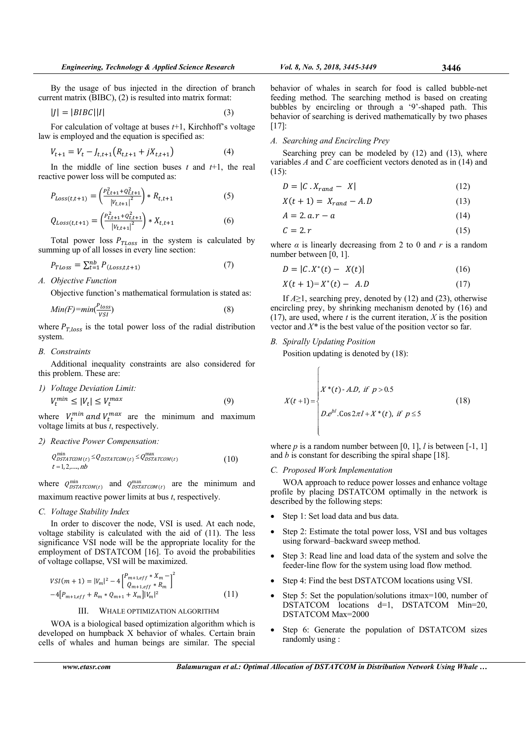By the usage of bus injected in the direction of branch current matrix (BIBC), (2) is resulted into matrix format:

$$|J| = |BIBC||I| \tag{3}$$

For calculation of voltage at buses $t$+1, Kirchhoff's voltage law is employed and the equation is specified as:

$$V_{t+1} = V_t - J_{t,t+1}\left(R_{t,t+1} + jX_{t,t+1}\right) \tag{4}$$

In the middle of line section buses $t$ and $t$+1, the real reactive power loss will be computed as:

$$P_{Loss(t,t+1)} = \left(\frac{P_{t,t+1}^2 + Q_{t,t+1}^2}{|V_{t,t+1}|^2}\right) * R_{t,t+1} \tag{5}$$

$$Q_{Loss(t,t+1)} = \left(\frac{P_{t,t+1}^2 + Q_{t,t+1}^2}{|V_{t,t+1}|^2}\right) * X_{t,t+1} \tag{6}$$

Total power loss $P_{TLoss}$ in the system is calculated by summing up of all losses in every line section:

$$P_{TLoss} = \sum_{t=1}^{nb} P_{(Loss,t,t+1)} \tag{7}$$

### A. Objective Function

Objective function's mathematical formulation is stated as:

$$Min(F)=min\left(\frac{P_{loss}}{VSI}\right) \tag{8}$$

where $P_{T,loss}$ is the total power loss of the radial distribution system.

### B. Constraints

Additional inequality constraints are also considered for this problem. These are:

#### 1) Voltage Deviation Limit:

$$V_t^{min} \leq |V_t| \leq V_t^{max} \tag{9}$$

where $V_t^{min}$ *and* $V_t^{max}$ are the minimum and maximum voltage limits at bus $t$, respectively.

#### 2) Reactive Power Compensation:

$$Q_{DSTATCOM(t)}^{\min} \leq Q_{DSTATCOM(t)} \leq Q_{DSTATCOM(t)}^{\max} \quad t = 1, 2, ....., nb \tag{10}$$

where $Q_{DSTATCOM(t)}^{\min}$ and $Q_{DSTATCOM(t)}^{\max}$ are the minimum and maximum reactive power limits at bus $t$, respectively.

### C. Voltage Stability Index

In order to discover the node, VSI is used. At each node, voltage stability is calculated with the aid of (11). The less significance VSI node will be the appropriate locality for the employment of DSTATCOM [16]. To avoid the probabilities of voltage collapse, VSI will be maximized.

$$VSI(m+1) = |V_m|^2 - 4\left[\begin{matrix} P_{m+1,eff} * X_m - \\ Q_{m+1,eff} * R_m \end{matrix}\right]^2 - 4\left[P_{m+1,eff} + R_m * Q_{m+1} + X_m\right]|V_m|^2 \tag{11}$$

## III. WHALE OPTIMIZATION ALGORITHM

WOA is a biological based optimization algorithm which is developed on humpback X behavior of whales. Certain brain cells of whales and human beings are similar. The special behavior of whales in search for food is called bubble-net feeding method. The searching method is based on creating bubbles by encircling or through a '9'-shaped path. This behavior of searching is derived mathematically by two phases [17]:

### A. Searching and Encircling Prey

Searching prey can be modeled by (12) and (13), where variables $A$ and $C$ are coefficient vectors denoted as in (14) and (15):

$$D = |C . X_{rand} - X| \tag{12}$$

$$X(t+1) = X_{rand} - A.D \tag{13}$$

$$A = 2.a.r - a \tag{14}$$

$$C = 2.r \tag{15}$$

where $\alpha$ is linearly decreasing from 2 to 0 and $r$ is a random number between [0, 1].

$$D = |C.X^*(t) - X(t)| \tag{16}$$

$$X(t+1) = X^*(t) - A.D \tag{17}$$

If $A$≥1, searching prey, denoted by (12) and (23), otherwise encircling prey, by shrinking mechanism denoted by (16) and (17), are used, where $t$ is the current iteration, $X$ is the position vector and $X^*$ is the best value of the position vector so far.

### B. Spirally Updating Position

Position updating is denoted by (18):

$$X(t+1) = \begin{cases} X^*(t) - A.D, \ if \ p > 0.5 \\ D.e^{bl}.\mathrm{Cos}\, 2\pi l + X^*(t), \ if \ p \leq 5 \end{cases} \tag{18}$$

where $p$ is a random number between [0, 1], $l$ is between [-1, 1] and $b$ is constant for describing the spiral shape [18].

### C. Proposed Work Implementation

WOA approach to reduce power losses and enhance voltage profile by placing DSTATCOM optimally in the network is described by the following steps:

- Step 1: Set load data and bus data.
- Step 2: Estimate the total power loss, VSI and bus voltages using forward–backward sweep method.
- Step 3: Read line and load data of the system and solve the feeder-line flow for the system using load flow method.
- Step 4: Find the best DSTATCOM locations using VSI.
- Step 5: Set the population/solutions itmax=100, number of DSTATCOM locations d=1, DSTATCOM Min=20, DSTATCOM Max=2000
- Step 6: Generate the population of DSTATCOM sizes randomly using :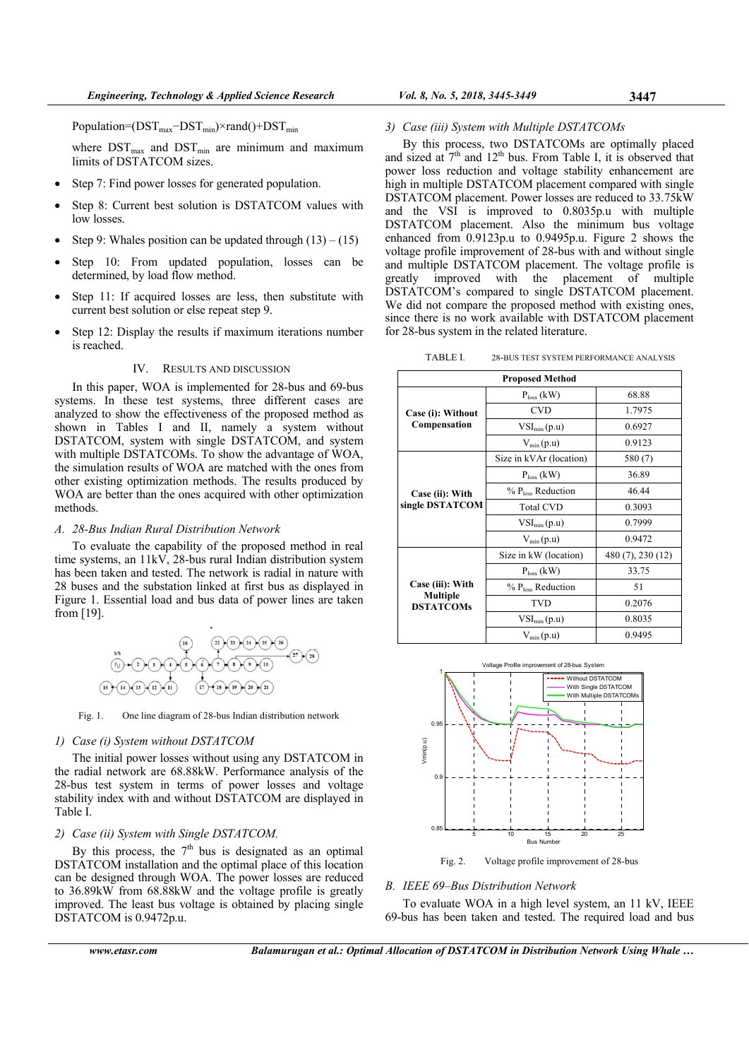$$\text{Population}=(DST_{max}-DST_{min})\times \text{rand}()+DST_{min}$$

where $DST_{max}$ and $DST_{min}$ are minimum and maximum limits of DSTATCOM sizes.

- Step 7: Find power losses for generated population.
- Step 8: Current best solution is DSTATCOM values with low losses.
- Step 9: Whales position can be updated through (13) – (15)
- Step 10: From updated population, losses can be determined, by load flow method.
- Step 11: If acquired losses are less, then substitute with current best solution or else repeat step 9.
- Step 12: Display the results if maximum iterations number is reached.

## IV. RESULTS AND DISCUSSION

In this paper, WOA is implemented for 28-bus and 69-bus systems. In these test systems, three different cases are analyzed to show the effectiveness of the proposed method as shown in Tables I and II, namely a system without DSTATCOM, system with single DSTATCOM, and system with multiple DSTATCOMs. To show the advantage of WOA, the simulation results of WOA are matched with the ones from other existing optimization methods. The results produced by WOA are better than the ones acquired with other optimization methods.

### *A. 28-Bus Indian Rural Distribution Network*

To evaluate the capability of the proposed method in real time systems, an 11kV, 28-bus rural Indian distribution system has been taken and tested. The network is radial in nature with 28 buses and the substation linked at first bus as displayed in Figure 1. Essential load and bus data of power lines are taken from [19].

Fig. 1. One line diagram of 28-bus Indian distribution network

#### *1) Case (i) System without DSTATCOM*

The initial power losses without using any DSTATCOM in the radial network are 68.88kW. Performance analysis of the 28-bus test system in terms of power losses and voltage stability index with and without DSTATCOM are displayed in Table I.

#### *2) Case (ii) System with Single DSTATCOM.*

By this process, the 7[th] bus is designated as an optimal DSTATCOM installation and the optimal place of this location can be designed through WOA. The power losses are reduced to 36.89kW from 68.88kW and the voltage profile is greatly improved. The least bus voltage is obtained by placing single DSTATCOM is 0.9472p.u.

#### *3) Case (iii) System with Multiple DSTATCOMs*

By this process, two DSTATCOMs are optimally placed and sized at 7[th] and 12[th] bus. From Table I, it is observed that power loss reduction and voltage stability enhancement are high in multiple DSTATCOM placement compared with single DSTATCOM placement. Power losses are reduced to 33.75kW and the VSI is improved to 0.8035p.u with multiple DSTATCOM placement. Also the minimum bus voltage enhanced from 0.9123p.u to 0.9495p.u. Figure 2 shows the voltage profile improvement of 28-bus with and without single and multiple DSTATCOM placement. The voltage profile is greatly improved with the placement of multiple DSTATCOM's compared to single DSTATCOM placement. We did not compare the proposed method with existing ones, since there is no work available with DSTATCOM placement for 28-bus system in the related literature.

TABLE I. 28-BUS TEST SYSTEM PERFORMANCE ANALYSIS

| Proposed Method | | |
|---|---|---|
| **Case (i): Without Compensation** | $P_{loss}$ (kW) | 68.88 |
| | CVD | 1.7975 |
| | $VSI_{min}$ (p.u) | 0.6927 |
| | $V_{min}$ (p.u) | 0.9123 |
| **Case (ii): With single DSTATCOM** | Size in kVAr (location) | 580 (7) |
| | $P_{loss}$ (kW) | 36.89 |
| | % $P_{loss}$ Reduction | 46.44 |
| | Total CVD | 0.3093 |
| | $VSI_{min}$ (p.u) | 0.7999 |
| | $V_{min}$ (p.u) | 0.9472 |
| **Case (iii): With Multiple DSTATCOMs** | Size in kW (location) | 480 (7), 230 (12) |
| | $P_{loss}$ (kW) | 33.75 |
| | % $P_{loss}$ Reduction | 51 |
| | TVD | 0.2076 |
| | $VSI_{min}$ (p.u) | 0.8035 |
| | $V_{min}$ (p.u) | 0.9495 |

Fig. 2. Voltage profile improvement of 28-bus

### *B. IEEE 69–Bus Distribution Network*

To evaluate WOA in a high level system, an 11 kV, IEEE 69-bus has been taken and tested. The required load and bus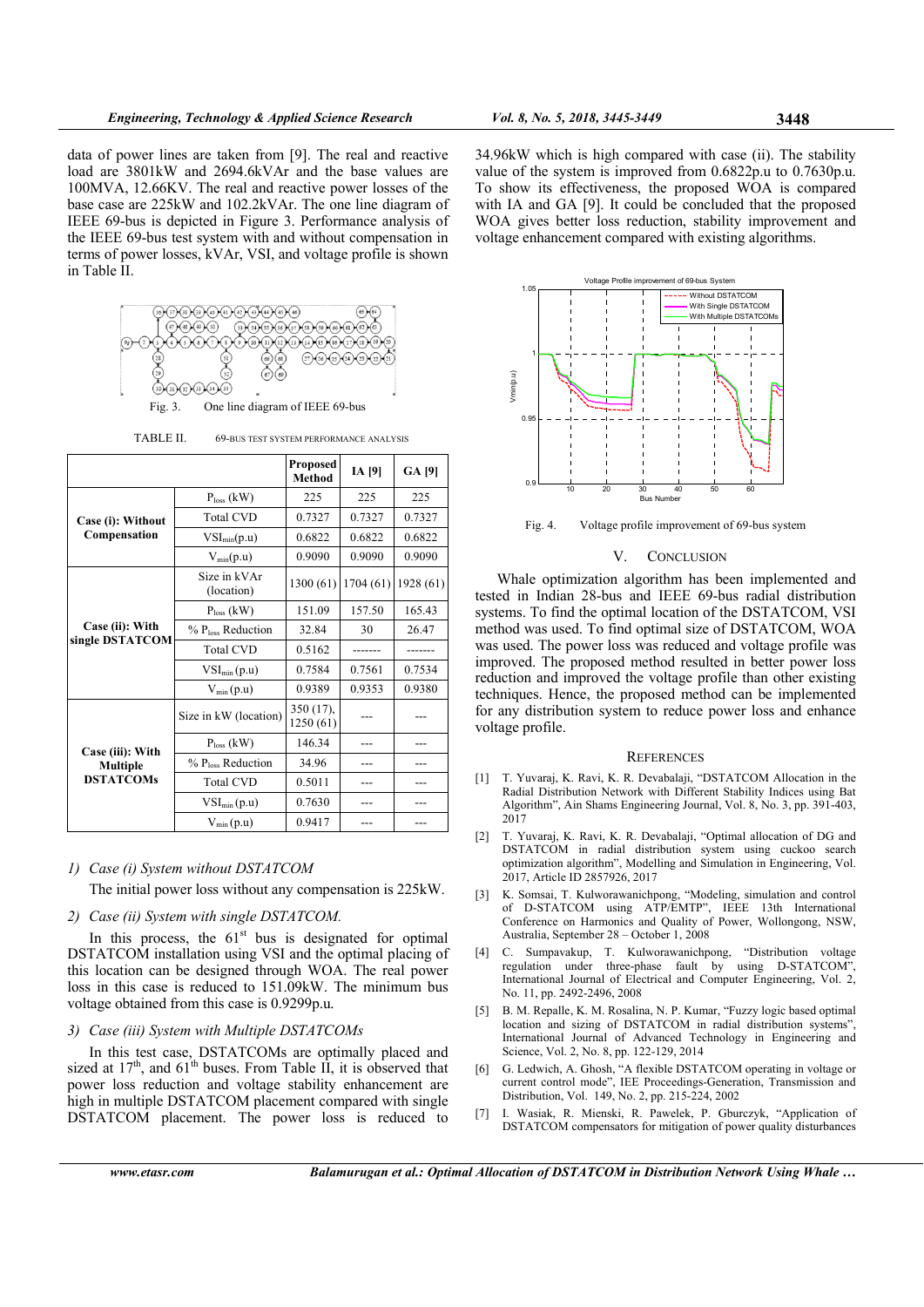data of power lines are taken from [9]. The real and reactive load are 3801kW and 2694.6kVAr and the base values are 100MVA, 12.66KV. The real and reactive power losses of the base case are 225kW and 102.2kVAr. The one line diagram of IEEE 69-bus is depicted in Figure 3. Performance analysis of the IEEE 69-bus test system with and without compensation in terms of power losses, kVAr, VSI, and voltage profile is shown in Table II.

Fig. 3. One line diagram of IEEE 69-bus

TABLE II. 69-BUS TEST SYSTEM PERFORMANCE ANALYSIS

| | | Proposed Method | IA [9] | GA [9] |
|---|---|---|---|---|
| **Case (i): Without Compensation** | $P_{loss}$ (kW) | 225 | 225 | 225 |
| | Total CVD | 0.7327 | 0.7327 | 0.7327 |
| | $VSI_{min}$(p.u) | 0.6822 | 0.6822 | 0.6822 |
| | $V_{min}$(p.u) | 0.9090 | 0.9090 | 0.9090 |
| **Case (ii): With single DSTATCOM** | Size in kVAr (location) | 1300 (61) | 1704 (61) | 1928 (61) |
| | $P_{loss}$ (kW) | 151.09 | 157.50 | 165.43 |
| | % $P_{loss}$ Reduction | 32.84 | 30 | 26.47 |
| | Total CVD | 0.5162 | ------- | ------- |
| | $VSI_{min}$ (p.u) | 0.7584 | 0.7561 | 0.7534 |
| | $V_{min}$ (p.u) | 0.9389 | 0.9353 | 0.9380 |
| **Case (iii): With Multiple DSTATCOMs** | Size in kW (location) | 350 (17), 1250 (61) | --- | --- |
| | $P_{loss}$ (kW) | 146.34 | --- | --- |
| | % $P_{loss}$ Reduction | 34.96 | --- | --- |
| | Total CVD | 0.5011 | --- | --- |
| | $VSI_{min}$ (p.u) | 0.7630 | --- | --- |
| | $V_{min}$ (p.u) | 0.9417 | --- | --- |

*1) Case (i) System without DSTATCOM*

The initial power loss without any compensation is 225kW.

*2) Case (ii) System with single DSTATCOM.*

In this process, the 61st bus is designated for optimal DSTATCOM installation using VSI and the optimal placing of this location can be designed through WOA. The real power loss in this case is reduced to 151.09kW. The minimum bus voltage obtained from this case is 0.9299p.u.

*3) Case (iii) System with Multiple DSTATCOMs*

In this test case, DSTATCOMs are optimally placed and sized at 17th, and 61th buses. From Table II, it is observed that power loss reduction and voltage stability enhancement are high in multiple DSTATCOM placement compared with single DSTATCOM placement. The power loss is reduced to 34.96kW which is high compared with case (ii). The stability value of the system is improved from 0.6822p.u. to 0.7630p.u. To show its effectiveness, the proposed WOA is compared with IA and GA [9]. It could be concluded that the proposed WOA gives better loss reduction, stability improvement and voltage enhancement compared with existing algorithms.

Fig. 4. Voltage profile improvement of 69-bus system

## V. CONCLUSION

Whale optimization algorithm has been implemented and tested in Indian 28-bus and IEEE 69-bus radial distribution systems. To find the optimal location of the DSTATCOM, VSI method was used. To find optimal size of DSTATCOM, WOA was used. The power loss was reduced and voltage profile was improved. The proposed method resulted in better power loss reduction and improved the voltage profile than other existing techniques. Hence, the proposed method can be implemented for any distribution system to reduce power loss and enhance voltage profile.

## REFERENCES

[1] T. Yuvaraj, K. Ravi, K. R. Devabalaji, "DSTATCOM Allocation in the Radial Distribution Network with Different Stability Indices using Bat Algorithm", Ain Shams Engineering Journal, Vol. 8, No. 3, pp. 391-403, 2017

[2] T. Yuvaraj, K. Ravi, K. R. Devabalaji, "Optimal allocation of DG and DSTATCOM in radial distribution system using cuckoo search optimization algorithm", Modelling and Simulation in Engineering, Vol. 2017, Article ID 2857926, 2017

[3] K. Somsai, T. Kulworawanichpong, "Modeling, simulation and control of D-STATCOM using ATP/EMTP", IEEE 13th International Conference on Harmonics and Quality of Power, Wollongong, NSW, Australia, September 28 – October 1, 2008

[4] C. Sumpavakup, T. Kulworawanichpong, "Distribution voltage regulation under three-phase fault by using D-STATCOM", International Journal of Electrical and Computer Engineering, Vol. 2, No. 11, pp. 2492-2496, 2008

[5] B. M. Repalle, K. M. Rosalina, N. P. Kumar, "Fuzzy logic based optimal location and sizing of DSTATCOM in radial distribution systems", International Journal of Advanced Technology in Engineering and Science, Vol. 2, No. 8, pp. 122-129, 2014

[6] G. Ledwich, A. Ghosh, "A flexible DSTATCOM operating in voltage or current control mode", IEE Proceedings-Generation, Transmission and Distribution, Vol. 149, No. 2, pp. 215-224, 2002

[7] I. Wasiak, R. Mienski, R. Pawelek, P. Gburczyk, "Application of DSTATCOM compensators for mitigation of power quality disturbances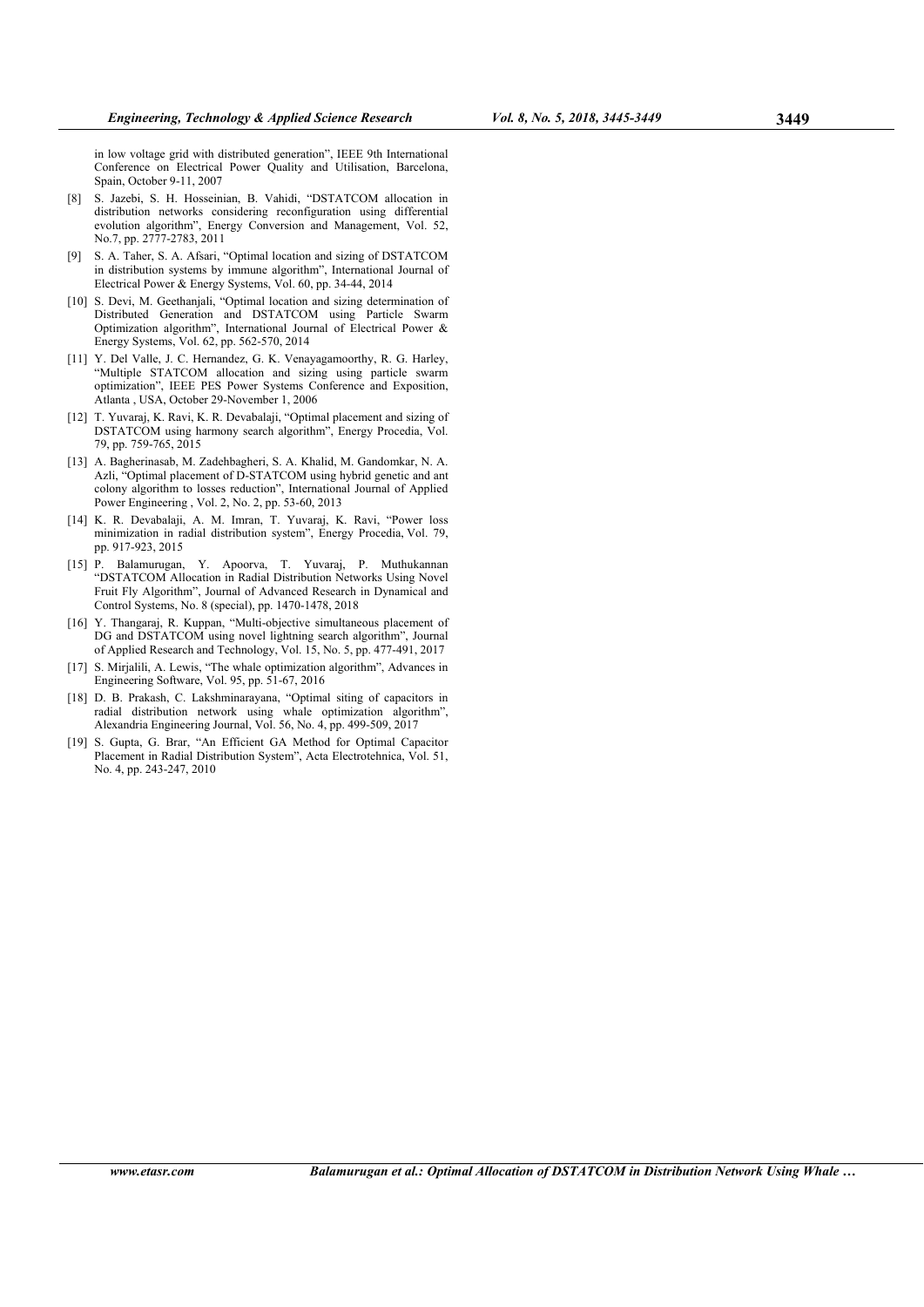in low voltage grid with distributed generation", IEEE 9th International Conference on Electrical Power Quality and Utilisation, Barcelona, Spain, October 9-11, 2007

[8] S. Jazebi, S. H. Hosseinian, B. Vahidi, "DSTATCOM allocation in distribution networks considering reconfiguration using differential evolution algorithm", Energy Conversion and Management, Vol. 52, No.7, pp. 2777-2783, 2011

[9] S. A. Taher, S. A. Afsari, "Optimal location and sizing of DSTATCOM in distribution systems by immune algorithm", International Journal of Electrical Power & Energy Systems, Vol. 60, pp. 34-44, 2014

[10] S. Devi, M. Geethanjali, "Optimal location and sizing determination of Distributed Generation and DSTATCOM using Particle Swarm Optimization algorithm", International Journal of Electrical Power & Energy Systems, Vol. 62, pp. 562-570, 2014

[11] Y. Del Valle, J. C. Hernandez, G. K. Venayagamoorthy, R. G. Harley, "Multiple STATCOM allocation and sizing using particle swarm optimization", IEEE PES Power Systems Conference and Exposition, Atlanta , USA, October 29-November 1, 2006

[12] T. Yuvaraj, K. Ravi, K. R. Devabalaji, "Optimal placement and sizing of DSTATCOM using harmony search algorithm", Energy Procedia, Vol. 79, pp. 759-765, 2015

[13] A. Bagherinasab, M. Zadehbagheri, S. A. Khalid, M. Gandomkar, N. A. Azli, "Optimal placement of D-STATCOM using hybrid genetic and ant colony algorithm to losses reduction", International Journal of Applied Power Engineering , Vol. 2, No. 2, pp. 53-60, 2013

[14] K. R. Devabalaji, A. M. Imran, T. Yuvaraj, K. Ravi, "Power loss minimization in radial distribution system", Energy Procedia, Vol. 79, pp. 917-923, 2015

[15] P. Balamurugan, Y. Apoorva, T. Yuvaraj, P. Muthukannan "DSTATCOM Allocation in Radial Distribution Networks Using Novel Fruit Fly Algorithm", Journal of Advanced Research in Dynamical and Control Systems, No. 8 (special), pp. 1470-1478, 2018

[16] Y. Thangaraj, R. Kuppan, "Multi-objective simultaneous placement of DG and DSTATCOM using novel lightning search algorithm", Journal of Applied Research and Technology, Vol. 15, No. 5, pp. 477-491, 2017

[17] S. Mirjalili, A. Lewis, "The whale optimization algorithm", Advances in Engineering Software, Vol. 95, pp. 51-67, 2016

[18] D. B. Prakash, C. Lakshminarayana, "Optimal siting of capacitors in radial distribution network using whale optimization algorithm", Alexandria Engineering Journal, Vol. 56, No. 4, pp. 499-509, 2017

[19] S. Gupta, G. Brar, "An Efficient GA Method for Optimal Capacitor Placement in Radial Distribution System", Acta Electrotehnica, Vol. 51, No. 4, pp. 243-247, 2010